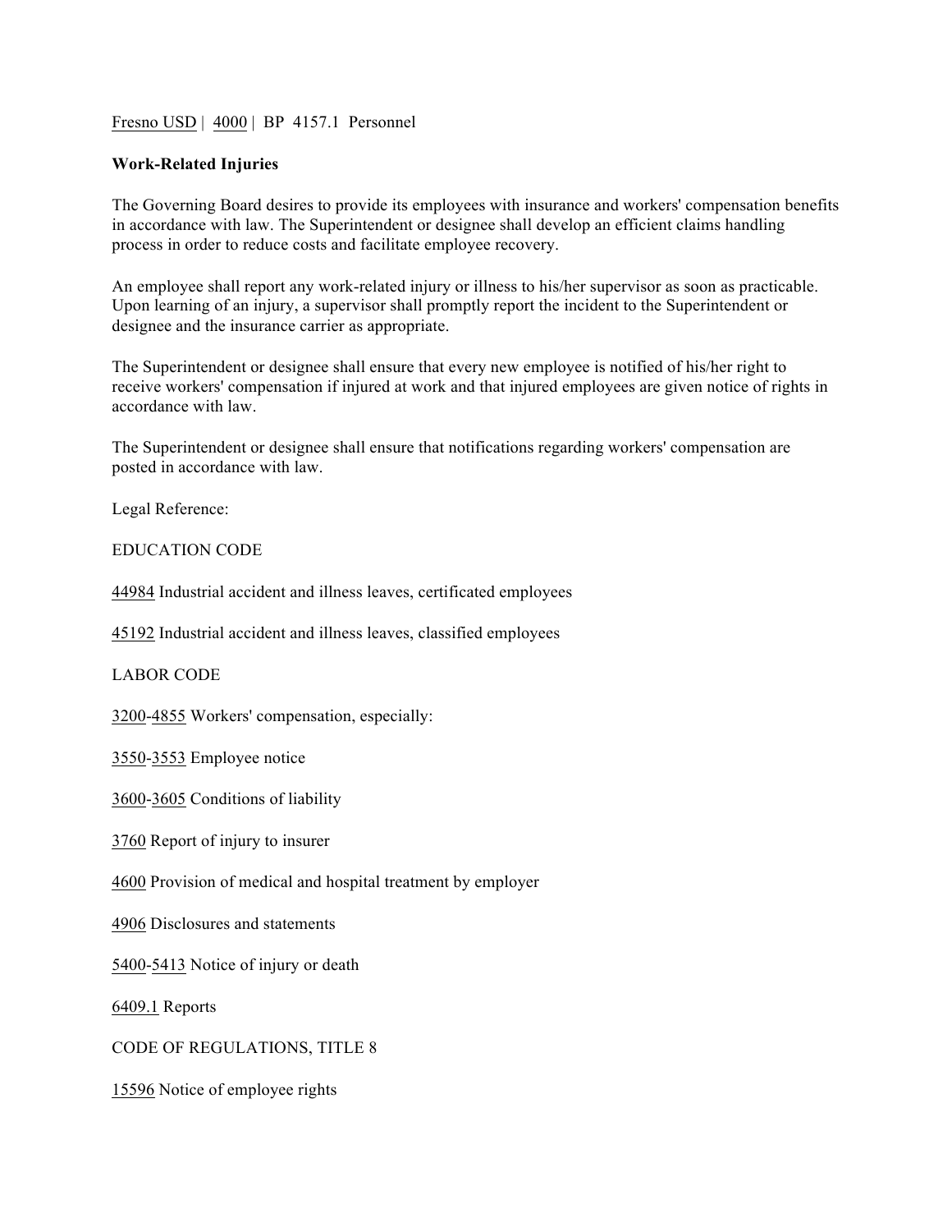Fresno USD | 4000 | BP 4157.1 Personnel

**Work-Related Injuries**

The Governing Board desires to provide its employees with insurance and workers' compensation benefits in accordance with law. The Superintendent or designee shall develop an efficient claims handling process in order to reduce costs and facilitate employee recovery.

An employee shall report any work-related injury or illness to his/her supervisor as soon as practicable. Upon learning of an injury, a supervisor shall promptly report the incident to the Superintendent or designee and the insurance carrier as appropriate.

The Superintendent or designee shall ensure that every new employee is notified of his/her right to receive workers' compensation if injured at work and that injured employees are given notice of rights in accordance with law.

The Superintendent or designee shall ensure that notifications regarding workers' compensation are posted in accordance with law.

Legal Reference:

EDUCATION CODE

44984 Industrial accident and illness leaves, certificated employees

45192 Industrial accident and illness leaves, classified employees

LABOR CODE

3200-4855 Workers' compensation, especially:

3550-3553 Employee notice

3600-3605 Conditions of liability

3760 Report of injury to insurer

4600 Provision of medical and hospital treatment by employer

4906 Disclosures and statements

5400-5413 Notice of injury or death

6409.1 Reports

CODE OF REGULATIONS, TITLE 8

15596 Notice of employee rights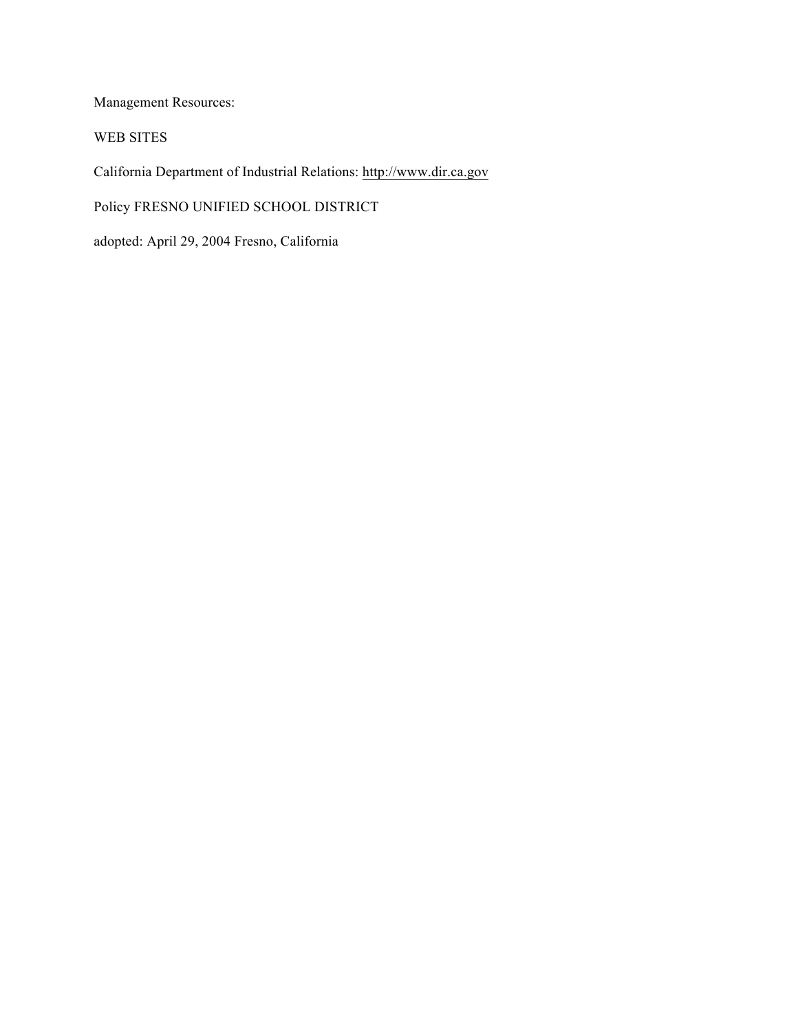Management Resources:

WEB SITES

California Department of Industrial Relations: http://www.dir.ca.gov

Policy FRESNO UNIFIED SCHOOL DISTRICT

adopted: April 29, 2004 Fresno, California